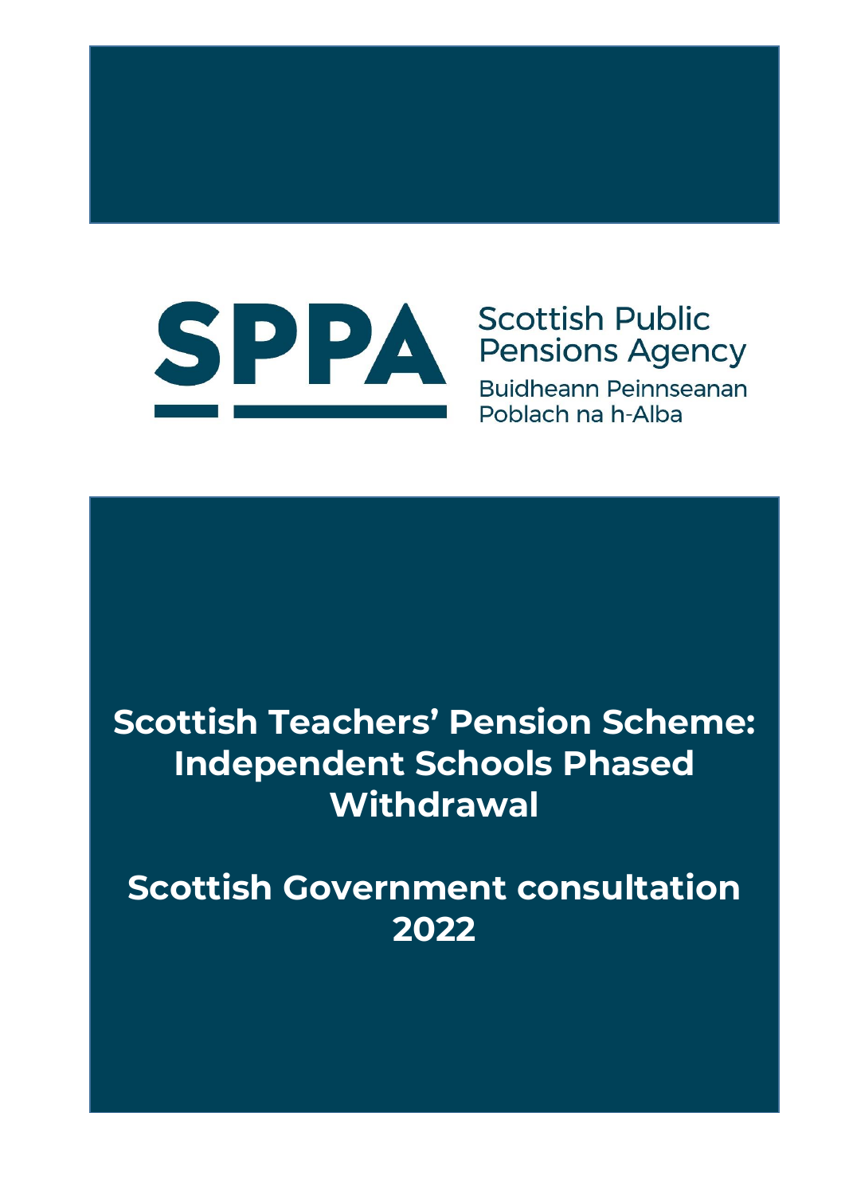SPPA

Scottish Public Pensions Agency

Buidheann Peinnseanan Poblach na h-Alba

# Scottish Teachers' Pension Scheme: Independent Schools Phased Withdrawal

## Scottish Government consultation 2022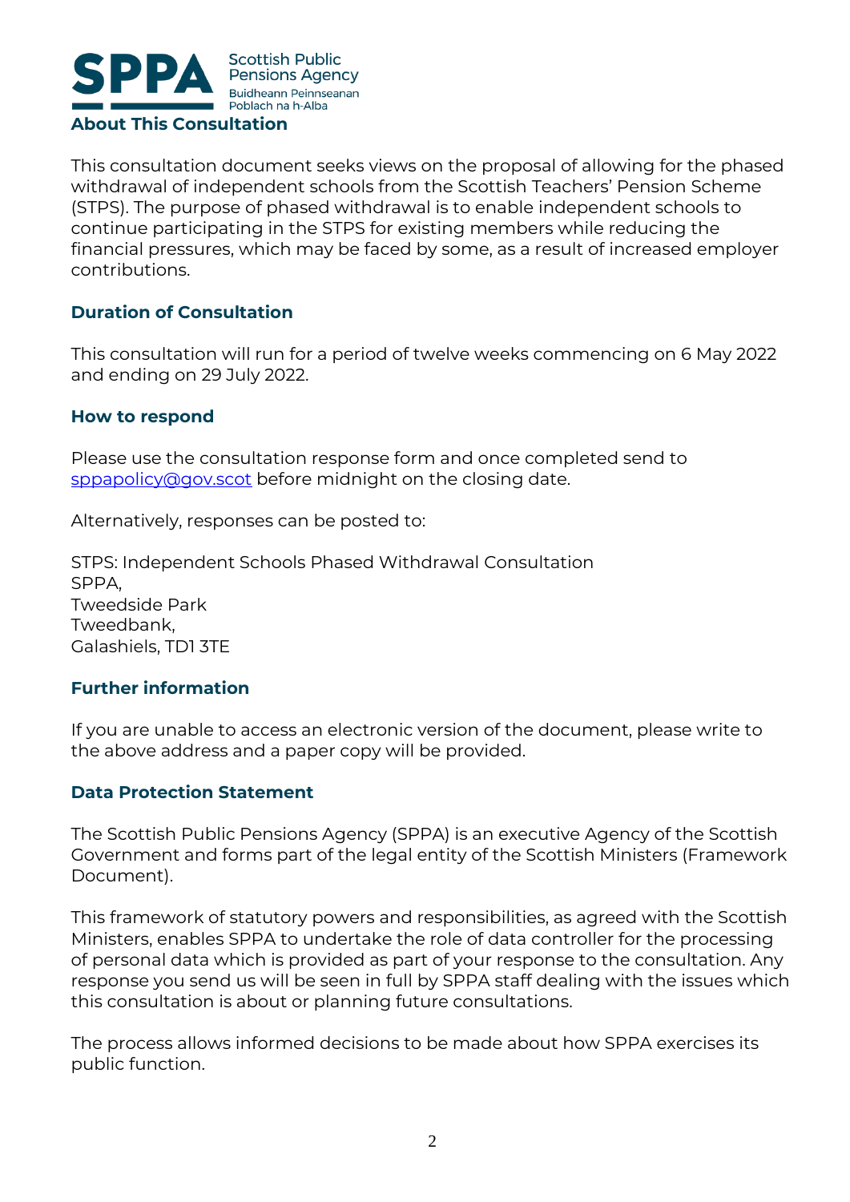## About This Consultation

This consultation document seeks views on the proposal of allowing for the phased withdrawal of independent schools from the Scottish Teachers' Pension Scheme (STPS). The purpose of phased withdrawal is to enable independent schools to continue participating in the STPS for existing members while reducing the financial pressures, which may be faced by some, as a result of increased employer contributions.

### Duration of Consultation

This consultation will run for a period of twelve weeks commencing on 6 May 2022 and ending on 29 July 2022.

### How to respond

Please use the consultation response form and once completed send to sppapolicy@gov.scot before midnight on the closing date.

Alternatively, responses can be posted to:

STPS: Independent Schools Phased Withdrawal Consultation
SPPA,
Tweedside Park
Tweedbank,
Galashiels, TD1 3TE

### Further information

If you are unable to access an electronic version of the document, please write to the above address and a paper copy will be provided.

### Data Protection Statement

The Scottish Public Pensions Agency (SPPA) is an executive Agency of the Scottish Government and forms part of the legal entity of the Scottish Ministers (Framework Document).

This framework of statutory powers and responsibilities, as agreed with the Scottish Ministers, enables SPPA to undertake the role of data controller for the processing of personal data which is provided as part of your response to the consultation. Any response you send us will be seen in full by SPPA staff dealing with the issues which this consultation is about or planning future consultations.

The process allows informed decisions to be made about how SPPA exercises its public function.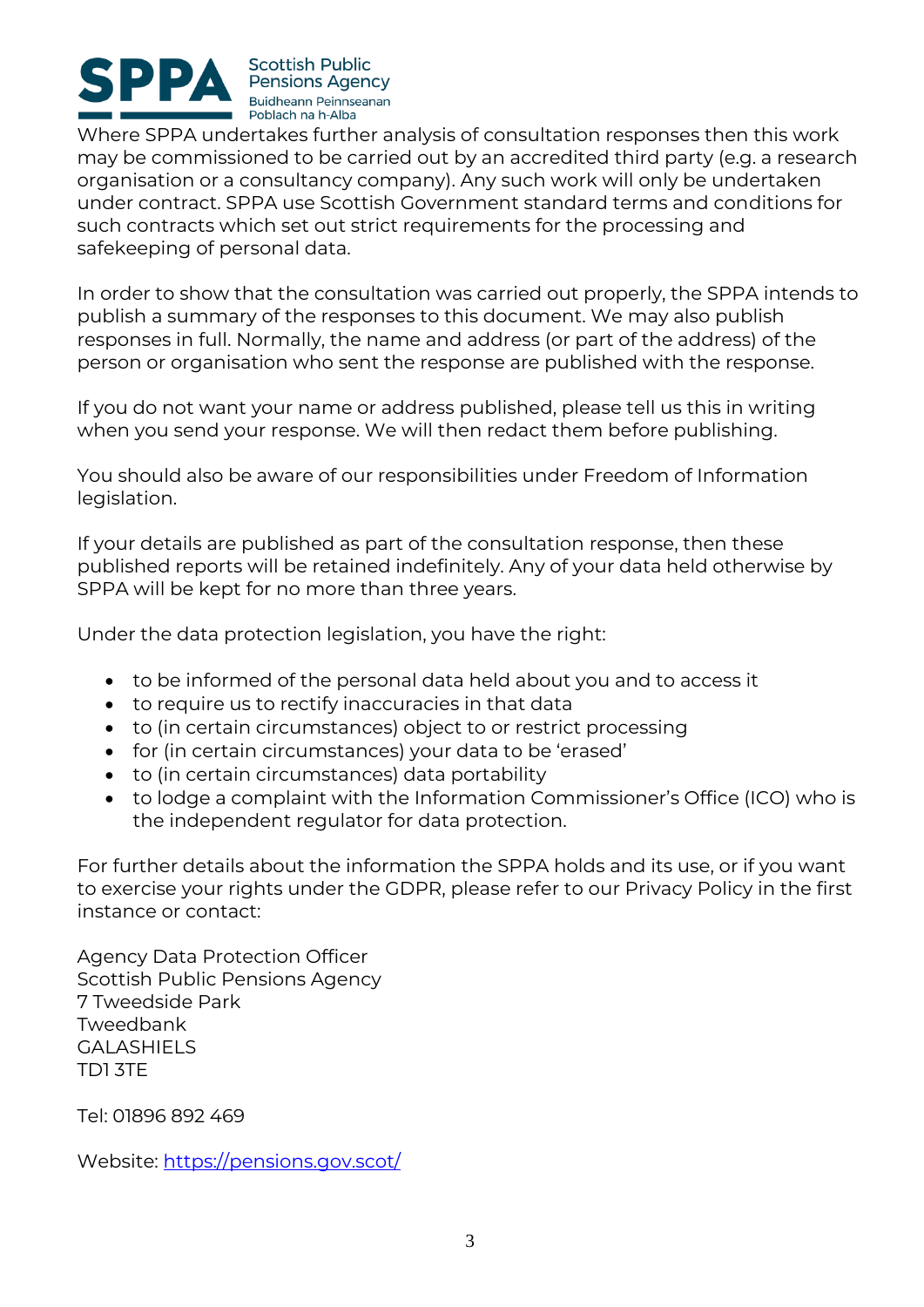Where SPPA undertakes further analysis of consultation responses then this work may be commissioned to be carried out by an accredited third party (e.g. a research organisation or a consultancy company). Any such work will only be undertaken under contract. SPPA use Scottish Government standard terms and conditions for such contracts which set out strict requirements for the processing and safekeeping of personal data.

In order to show that the consultation was carried out properly, the SPPA intends to publish a summary of the responses to this document. We may also publish responses in full. Normally, the name and address (or part of the address) of the person or organisation who sent the response are published with the response.

If you do not want your name or address published, please tell us this in writing when you send your response. We will then redact them before publishing.

You should also be aware of our responsibilities under Freedom of Information legislation.

If your details are published as part of the consultation response, then these published reports will be retained indefinitely. Any of your data held otherwise by SPPA will be kept for no more than three years.

Under the data protection legislation, you have the right:

- to be informed of the personal data held about you and to access it
- to require us to rectify inaccuracies in that data
- to (in certain circumstances) object to or restrict processing
- for (in certain circumstances) your data to be 'erased'
- to (in certain circumstances) data portability
- to lodge a complaint with the Information Commissioner's Office (ICO) who is the independent regulator for data protection.

For further details about the information the SPPA holds and its use, or if you want to exercise your rights under the GDPR, please refer to our Privacy Policy in the first instance or contact:

Agency Data Protection Officer
Scottish Public Pensions Agency
7 Tweedside Park
Tweedbank
GALASHIELS
TD1 3TE

Tel: 01896 892 469

Website: https://pensions.gov.scot/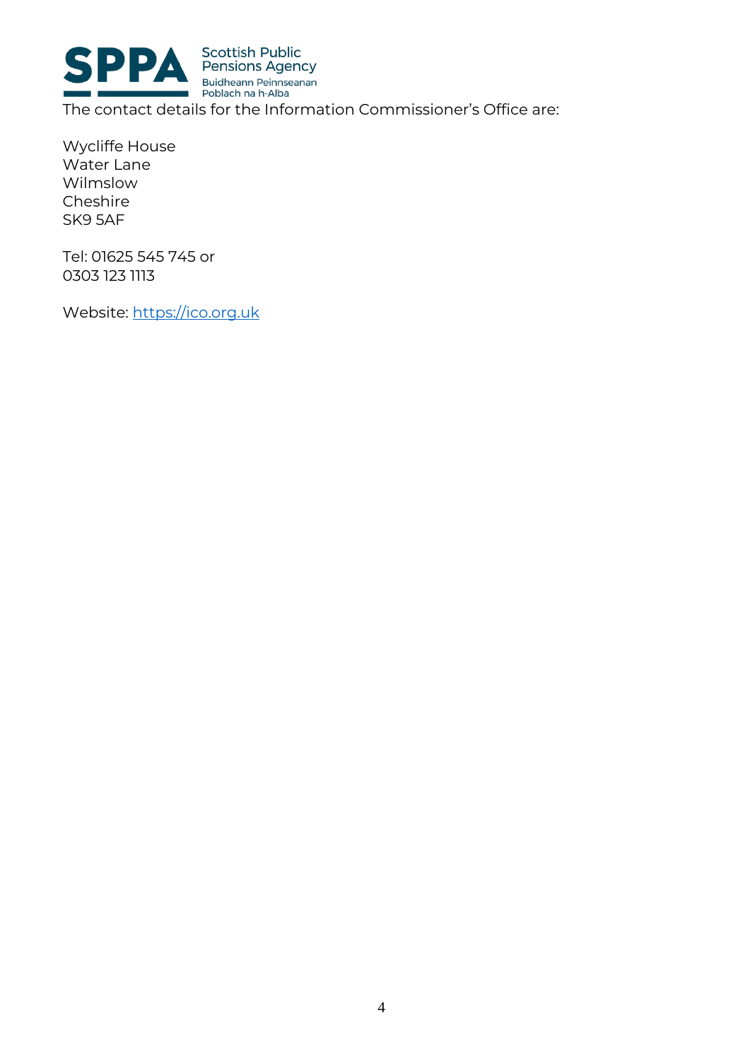The contact details for the Information Commissioner's Office are:

Wycliffe House  
Water Lane  
Wilmslow  
Cheshire  
SK9 5AF

Tel: 01625 545 745 or  
0303 123 1113

Website: [https://ico.org.uk](https://ico.org.uk)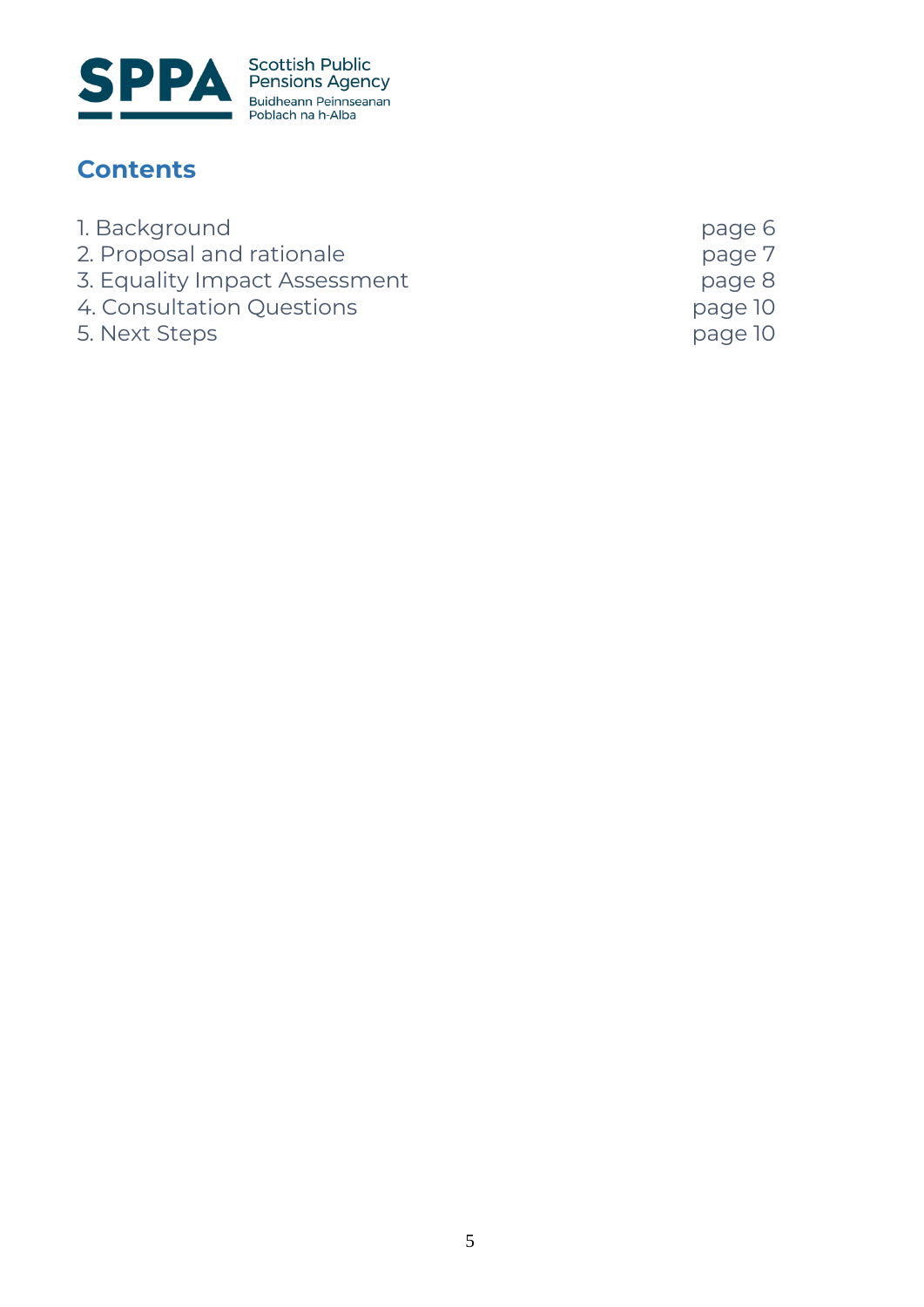## Contents

| | |
|---|---|
| 1. Background | page 6 |
| 2. Proposal and rationale | page 7 |
| 3. Equality Impact Assessment | page 8 |
| 4. Consultation Questions | page 10 |
| 5. Next Steps | page 10 |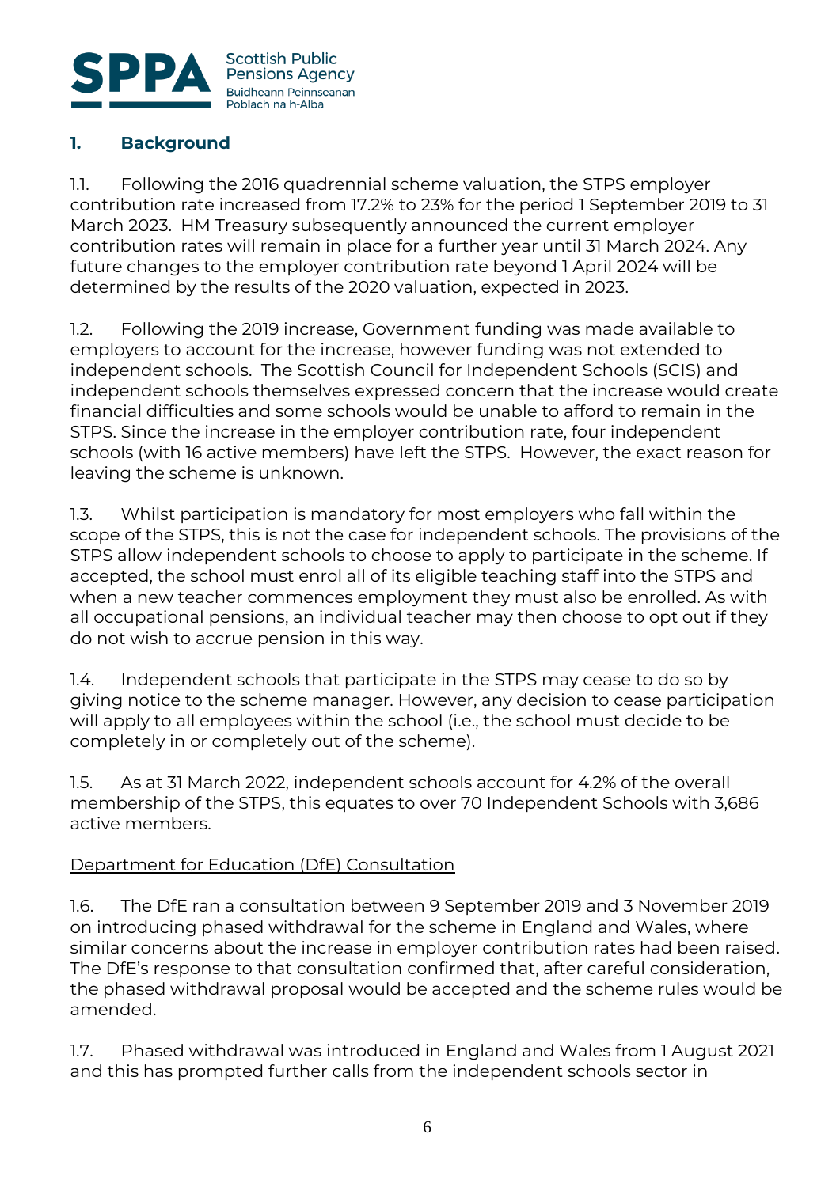## 1. Background

1.1. Following the 2016 quadrennial scheme valuation, the STPS employer contribution rate increased from 17.2% to 23% for the period 1 September 2019 to 31 March 2023. HM Treasury subsequently announced the current employer contribution rates will remain in place for a further year until 31 March 2024. Any future changes to the employer contribution rate beyond 1 April 2024 will be determined by the results of the 2020 valuation, expected in 2023.

1.2. Following the 2019 increase, Government funding was made available to employers to account for the increase, however funding was not extended to independent schools. The Scottish Council for Independent Schools (SCIS) and independent schools themselves expressed concern that the increase would create financial difficulties and some schools would be unable to afford to remain in the STPS. Since the increase in the employer contribution rate, four independent schools (with 16 active members) have left the STPS. However, the exact reason for leaving the scheme is unknown.

1.3. Whilst participation is mandatory for most employers who fall within the scope of the STPS, this is not the case for independent schools. The provisions of the STPS allow independent schools to choose to apply to participate in the scheme. If accepted, the school must enrol all of its eligible teaching staff into the STPS and when a new teacher commences employment they must also be enrolled. As with all occupational pensions, an individual teacher may then choose to opt out if they do not wish to accrue pension in this way.

1.4. Independent schools that participate in the STPS may cease to do so by giving notice to the scheme manager. However, any decision to cease participation will apply to all employees within the school (i.e., the school must decide to be completely in or completely out of the scheme).

1.5. As at 31 March 2022, independent schools account for 4.2% of the overall membership of the STPS, this equates to over 70 Independent Schools with 3,686 active members.

Department for Education (DfE) Consultation

1.6. The DfE ran a consultation between 9 September 2019 and 3 November 2019 on introducing phased withdrawal for the scheme in England and Wales, where similar concerns about the increase in employer contribution rates had been raised. The DfE's response to that consultation confirmed that, after careful consideration, the phased withdrawal proposal would be accepted and the scheme rules would be amended.

1.7. Phased withdrawal was introduced in England and Wales from 1 August 2021 and this has prompted further calls from the independent schools sector in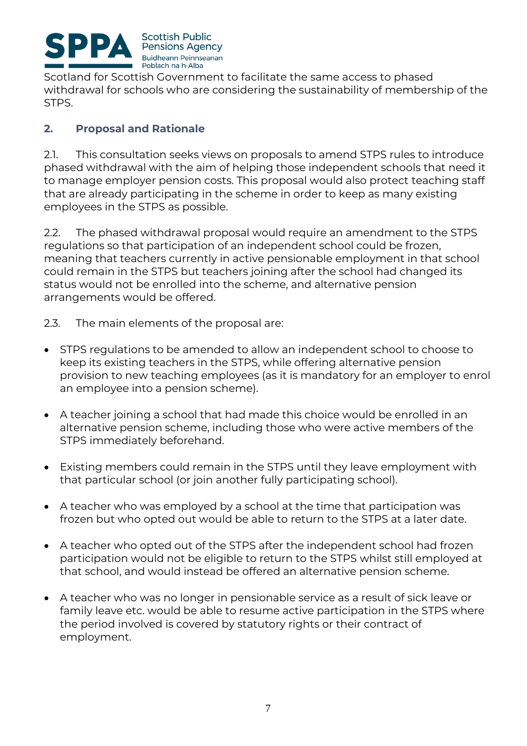Scotland for Scottish Government to facilitate the same access to phased withdrawal for schools who are considering the sustainability of membership of the STPS.

## 2. Proposal and Rationale

2.1. This consultation seeks views on proposals to amend STPS rules to introduce phased withdrawal with the aim of helping those independent schools that need it to manage employer pension costs. This proposal would also protect teaching staff that are already participating in the scheme in order to keep as many existing employees in the STPS as possible.

2.2. The phased withdrawal proposal would require an amendment to the STPS regulations so that participation of an independent school could be frozen, meaning that teachers currently in active pensionable employment in that school could remain in the STPS but teachers joining after the school had changed its status would not be enrolled into the scheme, and alternative pension arrangements would be offered.

2.3. The main elements of the proposal are:

- STPS regulations to be amended to allow an independent school to choose to keep its existing teachers in the STPS, while offering alternative pension provision to new teaching employees (as it is mandatory for an employer to enrol an employee into a pension scheme).

- A teacher joining a school that had made this choice would be enrolled in an alternative pension scheme, including those who were active members of the STPS immediately beforehand.

- Existing members could remain in the STPS until they leave employment with that particular school (or join another fully participating school).

- A teacher who was employed by a school at the time that participation was frozen but who opted out would be able to return to the STPS at a later date.

- A teacher who opted out of the STPS after the independent school had frozen participation would not be eligible to return to the STPS whilst still employed at that school, and would instead be offered an alternative pension scheme.

- A teacher who was no longer in pensionable service as a result of sick leave or family leave etc. would be able to resume active participation in the STPS where the period involved is covered by statutory rights or their contract of employment.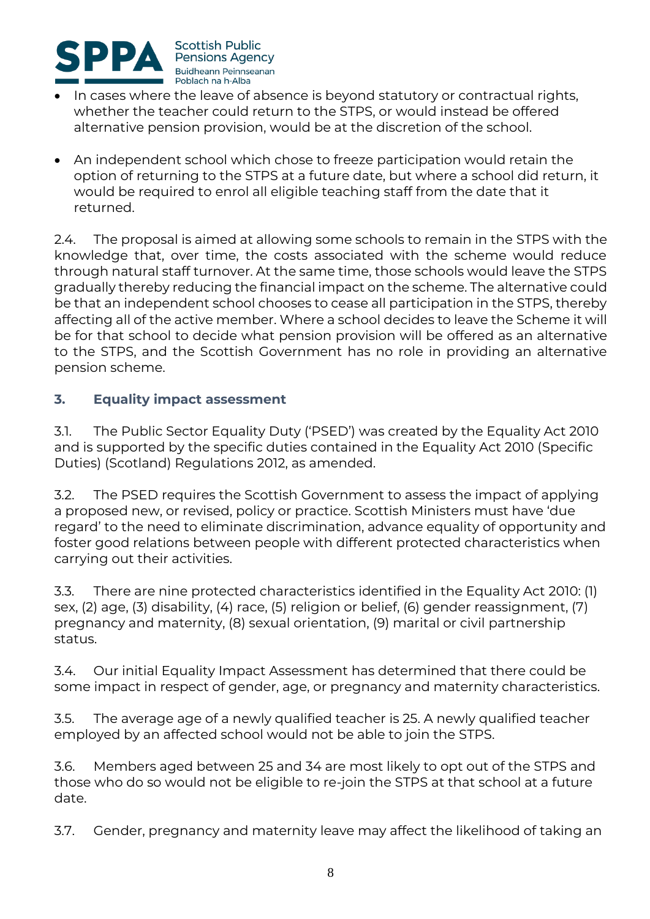- In cases where the leave of absence is beyond statutory or contractual rights, whether the teacher could return to the STPS, or would instead be offered alternative pension provision, would be at the discretion of the school.

- An independent school which chose to freeze participation would retain the option of returning to the STPS at a future date, but where a school did return, it would be required to enrol all eligible teaching staff from the date that it returned.

2.4. The proposal is aimed at allowing some schools to remain in the STPS with the knowledge that, over time, the costs associated with the scheme would reduce through natural staff turnover. At the same time, those schools would leave the STPS gradually thereby reducing the financial impact on the scheme. The alternative could be that an independent school chooses to cease all participation in the STPS, thereby affecting all of the active member. Where a school decides to leave the Scheme it will be for that school to decide what pension provision will be offered as an alternative to the STPS, and the Scottish Government has no role in providing an alternative pension scheme.

## 3. Equality impact assessment

3.1. The Public Sector Equality Duty ('PSED') was created by the Equality Act 2010 and is supported by the specific duties contained in the Equality Act 2010 (Specific Duties) (Scotland) Regulations 2012, as amended.

3.2. The PSED requires the Scottish Government to assess the impact of applying a proposed new, or revised, policy or practice. Scottish Ministers must have 'due regard' to the need to eliminate discrimination, advance equality of opportunity and foster good relations between people with different protected characteristics when carrying out their activities.

3.3. There are nine protected characteristics identified in the Equality Act 2010: (1) sex, (2) age, (3) disability, (4) race, (5) religion or belief, (6) gender reassignment, (7) pregnancy and maternity, (8) sexual orientation, (9) marital or civil partnership status.

3.4. Our initial Equality Impact Assessment has determined that there could be some impact in respect of gender, age, or pregnancy and maternity characteristics.

3.5. The average age of a newly qualified teacher is 25. A newly qualified teacher employed by an affected school would not be able to join the STPS.

3.6. Members aged between 25 and 34 are most likely to opt out of the STPS and those who do so would not be eligible to re-join the STPS at that school at a future date.

3.7. Gender, pregnancy and maternity leave may affect the likelihood of taking an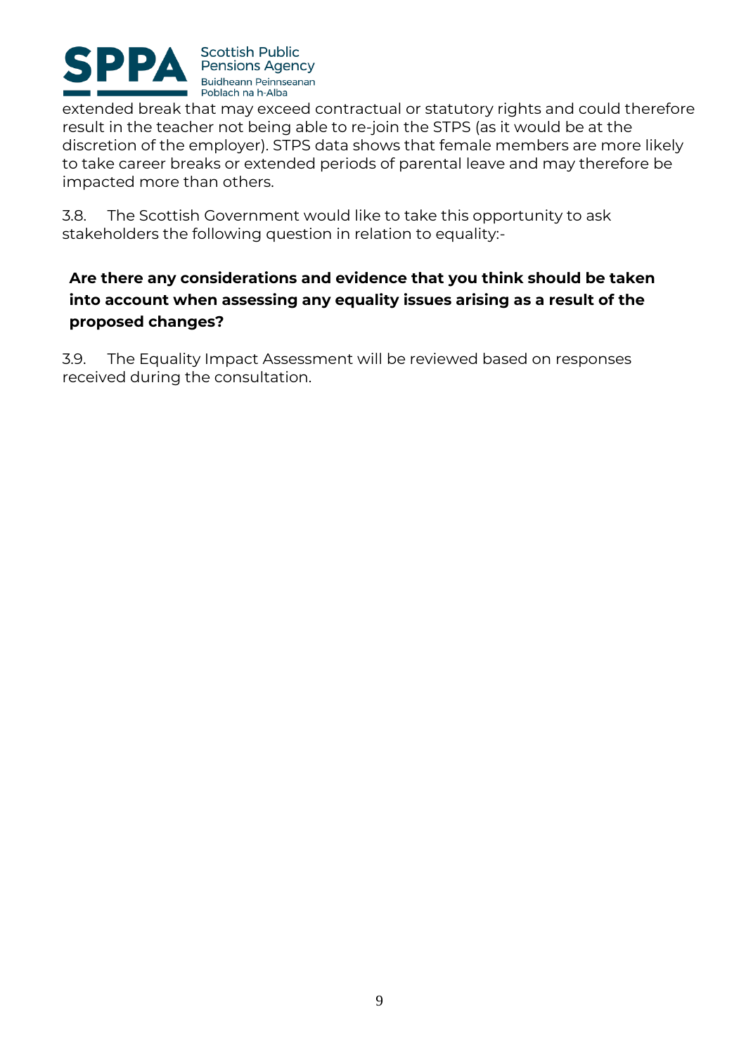extended break that may exceed contractual or statutory rights and could therefore result in the teacher not being able to re-join the STPS (as it would be at the discretion of the employer). STPS data shows that female members are more likely to take career breaks or extended periods of parental leave and may therefore be impacted more than others.

3.8. The Scottish Government would like to take this opportunity to ask stakeholders the following question in relation to equality:-

**Are there any considerations and evidence that you think should be taken into account when assessing any equality issues arising as a result of the proposed changes?**

3.9. The Equality Impact Assessment will be reviewed based on responses received during the consultation.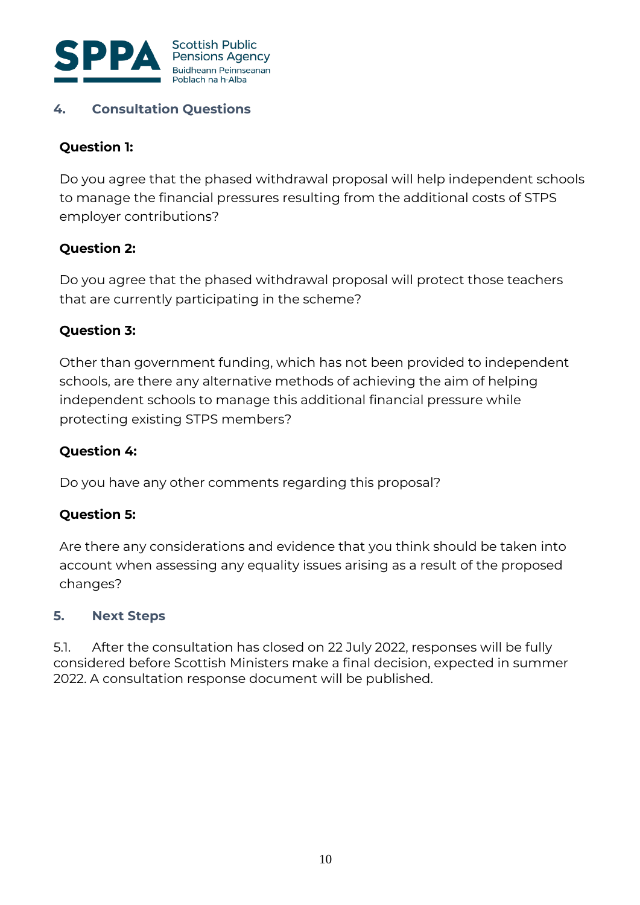## 4. Consultation Questions

**Question 1:**

Do you agree that the phased withdrawal proposal will help independent schools to manage the financial pressures resulting from the additional costs of STPS employer contributions?

**Question 2:**

Do you agree that the phased withdrawal proposal will protect those teachers that are currently participating in the scheme?

**Question 3:**

Other than government funding, which has not been provided to independent schools, are there any alternative methods of achieving the aim of helping independent schools to manage this additional financial pressure while protecting existing STPS members?

**Question 4:**

Do you have any other comments regarding this proposal?

**Question 5:**

Are there any considerations and evidence that you think should be taken into account when assessing any equality issues arising as a result of the proposed changes?

## 5. Next Steps

5.1. After the consultation has closed on 22 July 2022, responses will be fully considered before Scottish Ministers make a final decision, expected in summer 2022. A consultation response document will be published.